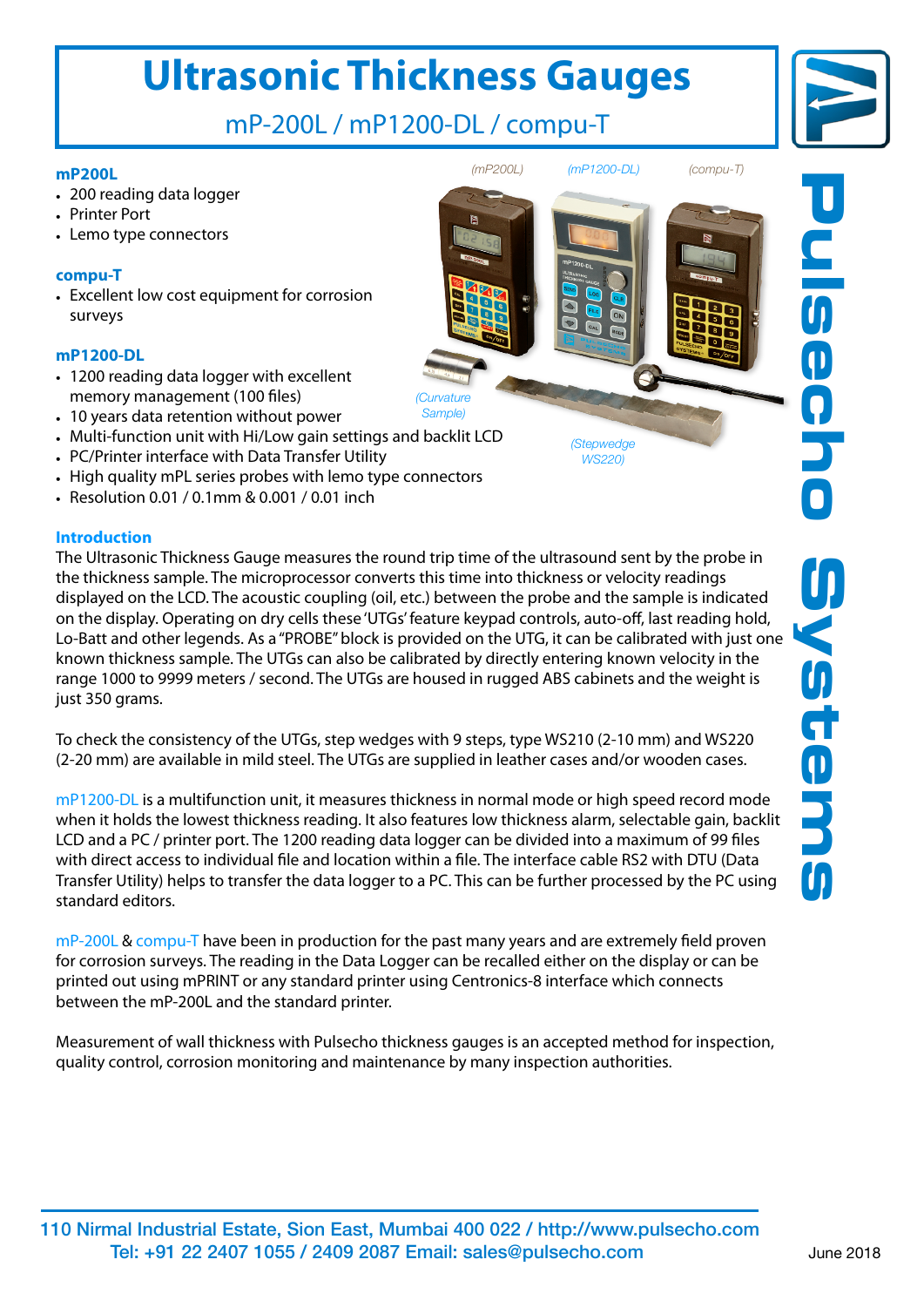# Ultrasonic Thickness Gauges

## mP-200L / mP1200-DL / compu-T

**mP200L**

- 200 reading data logger
- Printer Port
- Lemo type connectors

**compu-T**

- Excellent low cost equipment for corrosion surveys

**mP1200-DL**

- 1200 reading data logger with excellent memory management (100 files)
- 10 years data retention without power
- Multi-function unit with Hi/Low gain settings and backlit LCD
- PC/Printer interface with Data Transfer Utility
- High quality mPL series probes with lemo type connectors
- Resolution 0.01 / 0.1mm & 0.001 / 0.01 inch

*(mP200L)* *(mP1200-DL)* *(compu-T)*

*(Curvature Sample)*

*(Stepwedge WS220)*

### Introduction

The Ultrasonic Thickness Gauge measures the round trip time of the ultrasound sent by the probe in the thickness sample. The microprocessor converts this time into thickness or velocity readings displayed on the LCD. The acoustic coupling (oil, etc.) between the probe and the sample is indicated on the display. Operating on dry cells these 'UTGs' feature keypad controls, auto-off, last reading hold, Lo-Batt and other legends. As a "PROBE" block is provided on the UTG, it can be calibrated with just one known thickness sample. The UTGs can also be calibrated by directly entering known velocity in the range 1000 to 9999 meters / second. The UTGs are housed in rugged ABS cabinets and the weight is just 350 grams.

To check the consistency of the UTGs, step wedges with 9 steps, type WS210 (2-10 mm) and WS220 (2-20 mm) are available in mild steel. The UTGs are supplied in leather cases and/or wooden cases.

mP1200-DL is a multifunction unit, it measures thickness in normal mode or high speed record mode when it holds the lowest thickness reading. It also features low thickness alarm, selectable gain, backlit LCD and a PC / printer port. The 1200 reading data logger can be divided into a maximum of 99 files with direct access to individual file and location within a file. The interface cable RS2 with DTU (Data Transfer Utility) helps to transfer the data logger to a PC. This can be further processed by the PC using standard editors.

mP-200L & compu-T have been in production for the past many years and are extremely field proven for corrosion surveys. The reading in the Data Logger can be recalled either on the display or can be printed out using mPRINT or any standard printer using Centronics-8 interface which connects between the mP-200L and the standard printer.

Measurement of wall thickness with Pulsecho thickness gauges is an accepted method for inspection, quality control, corrosion monitoring and maintenance by many inspection authorities.

110 Nirmal Industrial Estate, Sion East, Mumbai 400 022 / http://www.pulsecho.com
Tel: +91 22 2407 1055 / 2409 2087 Email: sales@pulsecho.com

June 2018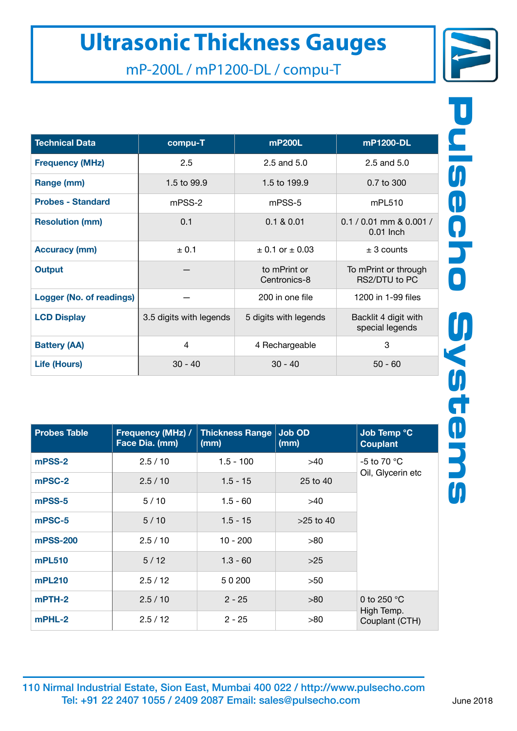# Ultrasonic Thickness Gauges

## mP-200L / mP1200-DL / compu-T

| Technical Data | compu-T | mP200L | mP1200-DL |
|---|---|---|---|
| **Frequency (MHz)** | 2.5 | 2.5 and 5.0 | 2.5 and 5.0 |
| **Range (mm)** | 1.5 to 99.9 | 1.5 to 199.9 | 0.7 to 300 |
| **Probes - Standard** | mPSS-2 | mPSS-5 | mPL510 |
| **Resolution (mm)** | 0.1 | 0.1 & 0.01 | 0.1 / 0.01 mm & 0.001 / 0.01 Inch |
| **Accuracy (mm)** | ± 0.1 | ± 0.1 or ± 0.03 | ± 3 counts |
| **Output** | — | to mPrint or Centronics-8 | To mPrint or through RS2/DTU to PC |
| **Logger (No. of readings)** | — | 200 in one file | 1200 in 1-99 files |
| **LCD Display** | 3.5 digits with legends | 5 digits with legends | Backlit 4 digit with special legends |
| **Battery (AA)** | 4 | 4 Rechargeable | 3 |
| **Life (Hours)** | 30 - 40 | 30 - 40 | 50 - 60 |

| Probes Table | Frequency (MHz) / Face Dia. (mm) | Thickness Range (mm) | Job OD (mm) | Job Temp °C Couplant |
|---|---|---|---|---|
| **mPSS-2** | 2.5 / 10 | 1.5 - 100 | >40 | -5 to 70 °C Oil, Glycerin etc |
| **mPSC-2** | 2.5 / 10 | 1.5 - 15 | 25 to 40 | |
| **mPSS-5** | 5 / 10 | 1.5 - 60 | >40 | |
| **mPSC-5** | 5 / 10 | 1.5 - 15 | >25 to 40 | |
| **mPSS-200** | 2.5 / 10 | 10 - 200 | >80 | |
| **mPL510** | 5 / 12 | 1.3 - 60 | >25 | |
| **mPL210** | 2.5 / 12 | 5 0 200 | >50 | |
| **mPTH-2** | 2.5 / 10 | 2 - 25 | >80 | 0 to 250 °C High Temp. Couplant (CTH) |
| **mPHL-2** | 2.5 / 12 | 2 - 25 | >80 | |

Pulsecho Systems

110 Nirmal Industrial Estate, Sion East, Mumbai 400 022 / http://www.pulsecho.com
Tel: +91 22 2407 1055 / 2409 2087 Email: sales@pulsecho.com

June 2018